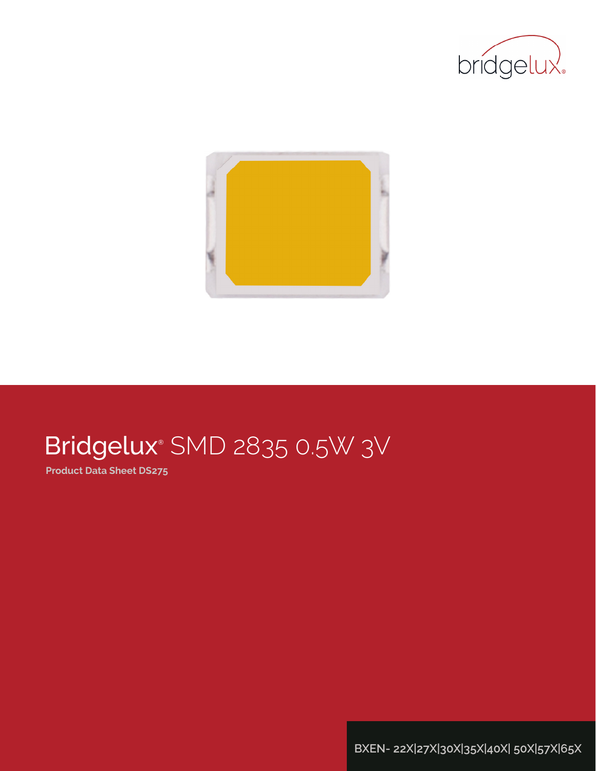bridgelux®

# Bridgelux® SMD 2835 0.5W 3V

**Product Data Sheet DS275**

BXEN- 22X|27X|30X|35X|40X| 50X|57X|65X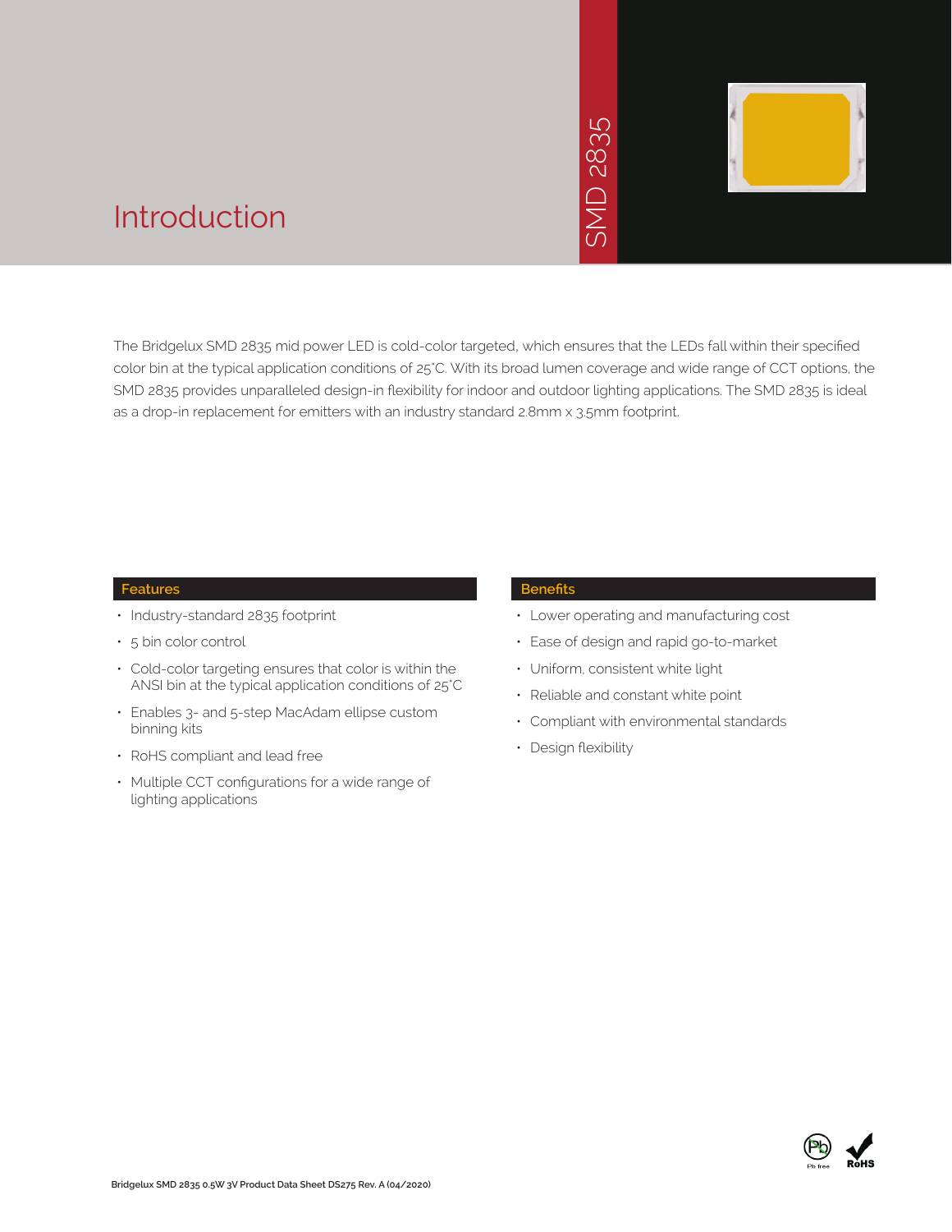# Introduction

SMD 2835

The Bridgelux SMD 2835 mid power LED is cold-color targeted, which ensures that the LEDs fall within their specified color bin at the typical application conditions of 25°C. With its broad lumen coverage and wide range of CCT options, the SMD 2835 provides unparalleled design-in flexibility for indoor and outdoor lighting applications. The SMD 2835 is ideal as a drop-in replacement for emitters with an industry standard 2.8mm x 3.5mm footprint.

## Features

- Industry-standard 2835 footprint
- 5 bin color control
- Cold-color targeting ensures that color is within the ANSI bin at the typical application conditions of 25°C
- Enables 3- and 5-step MacAdam ellipse custom binning kits
- RoHS compliant and lead free
- Multiple CCT configurations for a wide range of lighting applications

## Benefits

- Lower operating and manufacturing cost
- Ease of design and rapid go-to-market
- Uniform, consistent white light
- Reliable and constant white point
- Compliant with environmental standards
- Design flexibility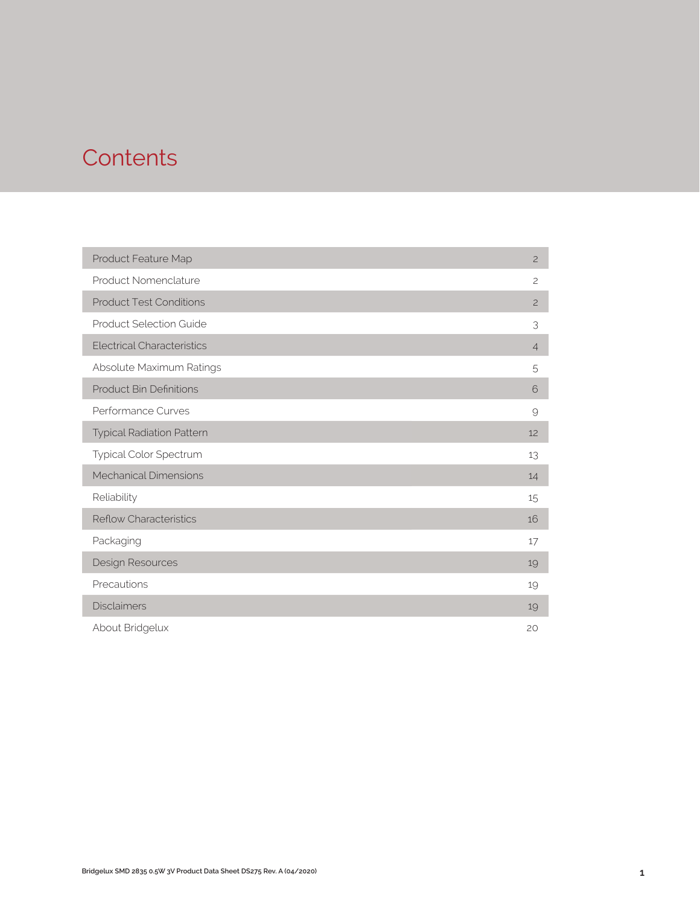# Contents

| | |
|---|---|
| Product Feature Map | 2 |
| Product Nomenclature | 2 |
| Product Test Conditions | 2 |
| Product Selection Guide | 3 |
| Electrical Characteristics | 4 |
| Absolute Maximum Ratings | 5 |
| Product Bin Definitions | 6 |
| Performance Curves | 9 |
| Typical Radiation Pattern | 12 |
| Typical Color Spectrum | 13 |
| Mechanical Dimensions | 14 |
| Reliability | 15 |
| Reflow Characteristics | 16 |
| Packaging | 17 |
| Design Resources | 19 |
| Precautions | 19 |
| Disclaimers | 19 |
| About Bridgelux | 20 |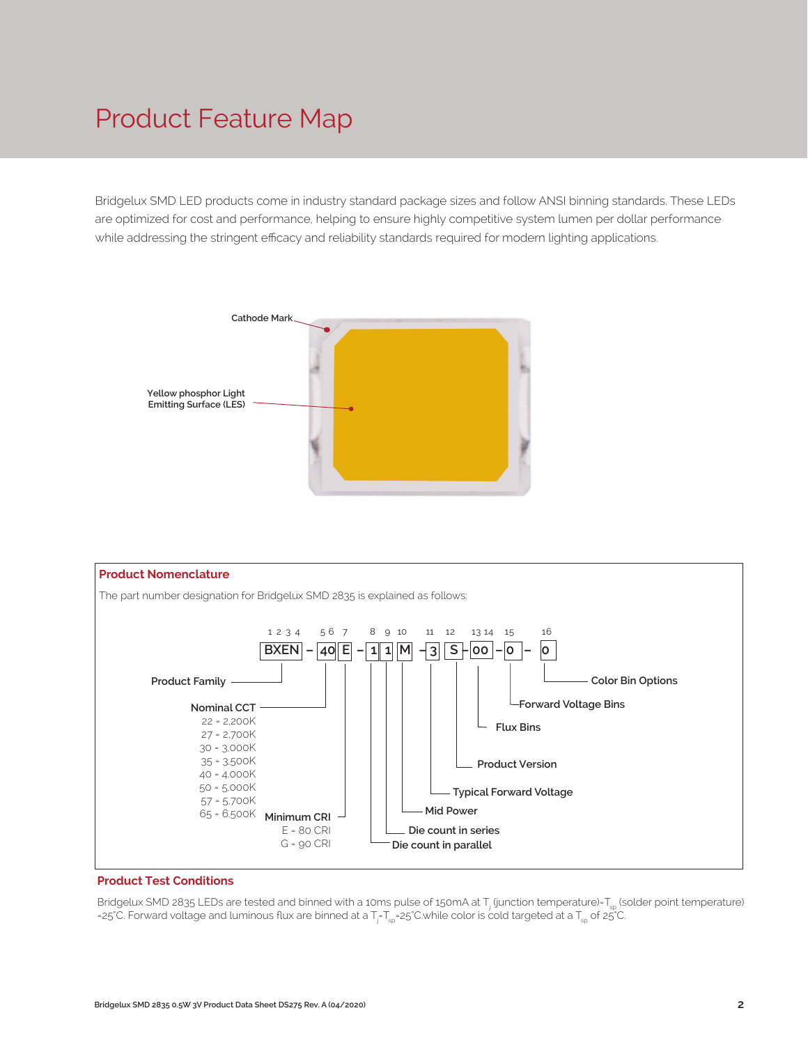# Product Feature Map

Bridgelux SMD LED products come in industry standard package sizes and follow ANSI binning standards. These LEDs are optimized for cost and performance, helping to ensure highly competitive system lumen per dollar performance while addressing the stringent efficacy and reliability standards required for modern lighting applications.

Cathode Mark

Yellow phosphor Light Emitting Surface (LES)

## Product Nomenclature

The part number designation for Bridgelux SMD 2835 is explained as follows:

**BXEN – 40 E – 1 1 M – 3 S – 00 – 0 – 0**

| Position | Characters | Description |
|---|---|---|
| 1 2 3 4 | BXEN | Product Family |
| 5 6 | 40 | Nominal CCT |
| 7 | E | Minimum CRI |
| 8 | 1 | Die count in parallel |
| 9 | 1 | Die count in series |
| 10 | M | Mid Power |
| 11 | 3 | Typical Forward Voltage |
| 12 | S | Product Version |
| 13 14 | 00 | Flux Bins |
| 15 | 0 | Forward Voltage Bins |
| 16 | 0 | Color Bin Options |

Nominal CCT
- 22 = 2,200K
- 27 = 2,700K
- 30 = 3,000K
- 35 = 3,500K
- 40 = 4,000K
- 50 = 5,000K
- 57 = 5,700K
- 65 = 6,500K

Minimum CRI
- E = 80 CRI
- G = 90 CRI

## Product Test Conditions

Bridgelux SMD 2835 LEDs are tested and binned with a 10ms pulse of 150mA at $T_j$ (junction temperature)=$T_{sp}$ (solder point temperature) =25°C. Forward voltage and luminous flux are binned at a $T_j$=$T_{sp}$=25°C.while color is cold targeted at a $T_{sp}$ of 25°C.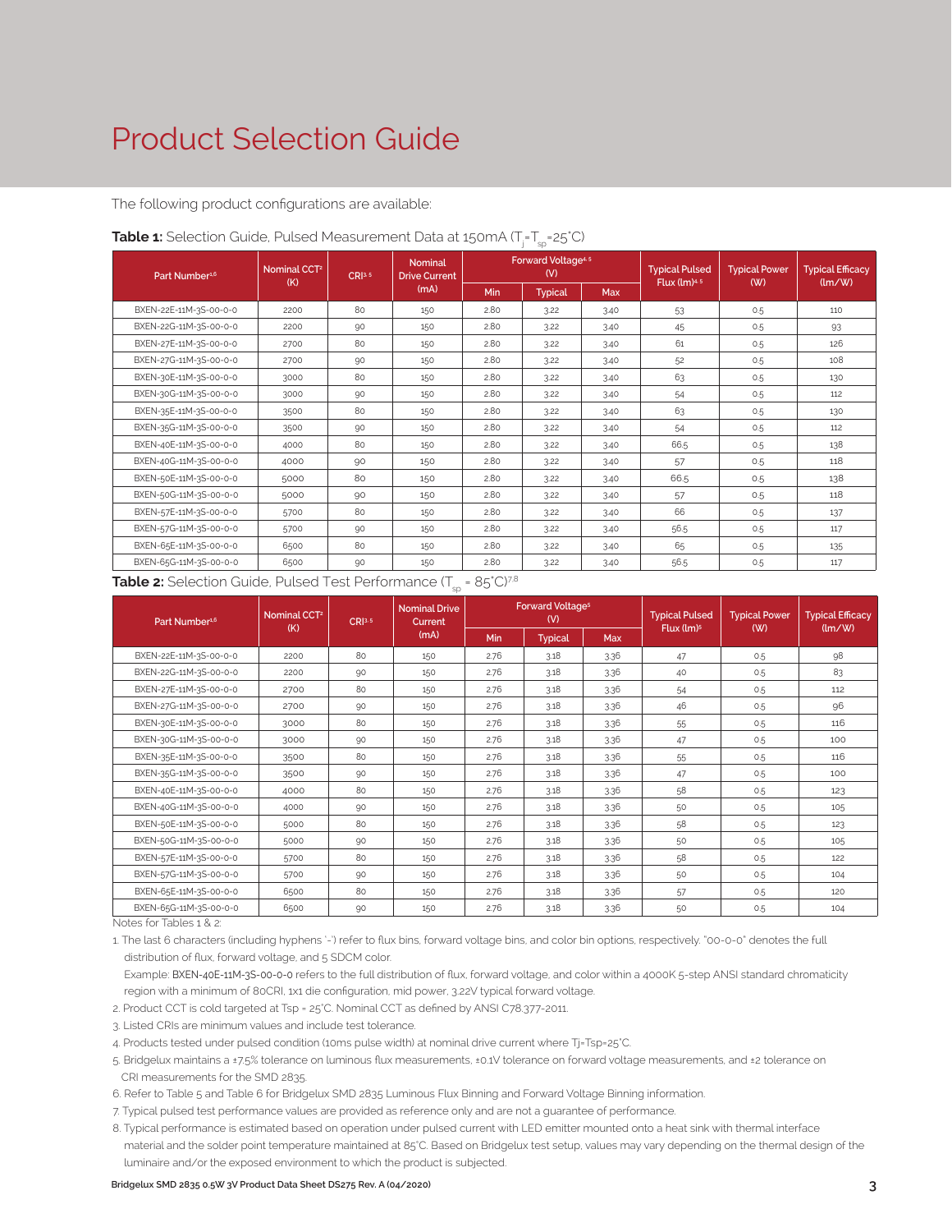# Product Selection Guide

The following product configurations are available:

**Table 1:** Selection Guide, Pulsed Measurement Data at 150mA ($T_j$=$T_{sp}$=25°C)

| Part Number[1,6] | Nominal CCT[2] (K) | CRI[3,5] | Nominal Drive Current (mA) | Forward Voltage[4,5] (V) | | | Typical Pulsed Flux (lm)[4,5] | Typical Power (W) | Typical Efficacy (lm/W) |
|---|---|---|---|---|---|---|---|---|---|
| | | | | Min | Typical | Max | | | |
| BXEN-22E-11M-3S-00-0-0 | 2200 | 80 | 150 | 2.80 | 3.22 | 3.40 | 53 | 0.5 | 110 |
| BXEN-22G-11M-3S-00-0-0 | 2200 | 90 | 150 | 2.80 | 3.22 | 3.40 | 45 | 0.5 | 93 |
| BXEN-27E-11M-3S-00-0-0 | 2700 | 80 | 150 | 2.80 | 3.22 | 3.40 | 61 | 0.5 | 126 |
| BXEN-27G-11M-3S-00-0-0 | 2700 | 90 | 150 | 2.80 | 3.22 | 3.40 | 52 | 0.5 | 108 |
| BXEN-30E-11M-3S-00-0-0 | 3000 | 80 | 150 | 2.80 | 3.22 | 3.40 | 63 | 0.5 | 130 |
| BXEN-30G-11M-3S-00-0-0 | 3000 | 90 | 150 | 2.80 | 3.22 | 3.40 | 54 | 0.5 | 112 |
| BXEN-35E-11M-3S-00-0-0 | 3500 | 80 | 150 | 2.80 | 3.22 | 3.40 | 63 | 0.5 | 130 |
| BXEN-35G-11M-3S-00-0-0 | 3500 | 90 | 150 | 2.80 | 3.22 | 3.40 | 54 | 0.5 | 112 |
| BXEN-40E-11M-3S-00-0-0 | 4000 | 80 | 150 | 2.80 | 3.22 | 3.40 | 66.5 | 0.5 | 138 |
| BXEN-40G-11M-3S-00-0-0 | 4000 | 90 | 150 | 2.80 | 3.22 | 3.40 | 57 | 0.5 | 118 |
| BXEN-50E-11M-3S-00-0-0 | 5000 | 80 | 150 | 2.80 | 3.22 | 3.40 | 66.5 | 0.5 | 138 |
| BXEN-50G-11M-3S-00-0-0 | 5000 | 90 | 150 | 2.80 | 3.22 | 3.40 | 57 | 0.5 | 118 |
| BXEN-57E-11M-3S-00-0-0 | 5700 | 80 | 150 | 2.80 | 3.22 | 3.40 | 66 | 0.5 | 137 |
| BXEN-57G-11M-3S-00-0-0 | 5700 | 90 | 150 | 2.80 | 3.22 | 3.40 | 56.5 | 0.5 | 117 |
| BXEN-65E-11M-3S-00-0-0 | 6500 | 80 | 150 | 2.80 | 3.22 | 3.40 | 65 | 0.5 | 135 |
| BXEN-65G-11M-3S-00-0-0 | 6500 | 90 | 150 | 2.80 | 3.22 | 3.40 | 56.5 | 0.5 | 117 |

**Table 2:** Selection Guide, Pulsed Test Performance ($T_{sp}$ = 85°C)[7,8]

| Part Number[1,6] | Nominal CCT[2] (K) | CRI[3,5] | Nominal Drive Current (mA) | Forward Voltage[5] (V) | | | Typical Pulsed Flux (lm)[5] | Typical Power (W) | Typical Efficacy (lm/W) |
|---|---|---|---|---|---|---|---|---|---|
| | | | | Min | Typical | Max | | | |
| BXEN-22E-11M-3S-00-0-0 | 2200 | 80 | 150 | 2.76 | 3.18 | 3.36 | 47 | 0.5 | 98 |
| BXEN-22G-11M-3S-00-0-0 | 2200 | 90 | 150 | 2.76 | 3.18 | 3.36 | 40 | 0.5 | 83 |
| BXEN-27E-11M-3S-00-0-0 | 2700 | 80 | 150 | 2.76 | 3.18 | 3.36 | 54 | 0.5 | 112 |
| BXEN-27G-11M-3S-00-0-0 | 2700 | 90 | 150 | 2.76 | 3.18 | 3.36 | 46 | 0.5 | 96 |
| BXEN-30E-11M-3S-00-0-0 | 3000 | 80 | 150 | 2.76 | 3.18 | 3.36 | 55 | 0.5 | 116 |
| BXEN-30G-11M-3S-00-0-0 | 3000 | 90 | 150 | 2.76 | 3.18 | 3.36 | 47 | 0.5 | 100 |
| BXEN-35E-11M-3S-00-0-0 | 3500 | 80 | 150 | 2.76 | 3.18 | 3.36 | 55 | 0.5 | 116 |
| BXEN-35G-11M-3S-00-0-0 | 3500 | 90 | 150 | 2.76 | 3.18 | 3.36 | 47 | 0.5 | 100 |
| BXEN-40E-11M-3S-00-0-0 | 4000 | 80 | 150 | 2.76 | 3.18 | 3.36 | 58 | 0.5 | 123 |
| BXEN-40G-11M-3S-00-0-0 | 4000 | 90 | 150 | 2.76 | 3.18 | 3.36 | 50 | 0.5 | 105 |
| BXEN-50E-11M-3S-00-0-0 | 5000 | 80 | 150 | 2.76 | 3.18 | 3.36 | 58 | 0.5 | 123 |
| BXEN-50G-11M-3S-00-0-0 | 5000 | 90 | 150 | 2.76 | 3.18 | 3.36 | 50 | 0.5 | 105 |
| BXEN-57E-11M-3S-00-0-0 | 5700 | 80 | 150 | 2.76 | 3.18 | 3.36 | 58 | 0.5 | 122 |
| BXEN-57G-11M-3S-00-0-0 | 5700 | 90 | 150 | 2.76 | 3.18 | 3.36 | 50 | 0.5 | 104 |
| BXEN-65E-11M-3S-00-0-0 | 6500 | 80 | 150 | 2.76 | 3.18 | 3.36 | 57 | 0.5 | 120 |
| BXEN-65G-11M-3S-00-0-0 | 6500 | 90 | 150 | 2.76 | 3.18 | 3.36 | 50 | 0.5 | 104 |

Notes for Tables 1 & 2:

1. The last 6 characters (including hyphens '-') refer to flux bins, forward voltage bins, and color bin options, respectively. "00-0-0" denotes the full distribution of flux, forward voltage, and 5 SDCM color.
   Example: BXEN-40E-11M-3S-00-0-0 refers to the full distribution of flux, forward voltage, and color within a 4000K 5-step ANSI standard chromaticity region with a minimum of 80CRI, 1x1 die configuration, mid power, 3.22V typical forward voltage.
2. Product CCT is cold targeted at Tsp = 25°C. Nominal CCT as defined by ANSI C78.377-2011.
3. Listed CRIs are minimum values and include test tolerance.
4. Products tested under pulsed condition (10ms pulse width) at nominal drive current where Tj=Tsp=25°C.
5. Bridgelux maintains a ±7.5% tolerance on luminous flux measurements, ±0.1V tolerance on forward voltage measurements, and ±2 tolerance on CRI measurements for the SMD 2835.
6. Refer to Table 5 and Table 6 for Bridgelux SMD 2835 Luminous Flux Binning and Forward Voltage Binning information.
7. Typical pulsed test performance values are provided as reference only and are not a guarantee of performance.
8. Typical performance is estimated based on operation under pulsed current with LED emitter mounted onto a heat sink with thermal interface material and the solder point temperature maintained at 85°C. Based on Bridgelux test setup, values may vary depending on the thermal design of the luminaire and/or the exposed environment to which the product is subjected.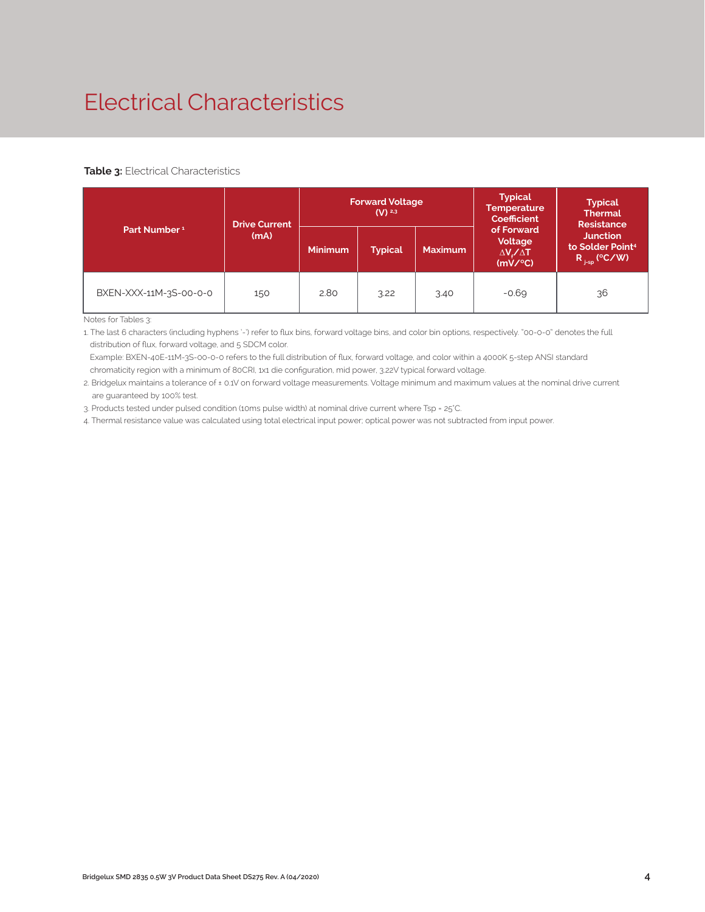# Electrical Characteristics

**Table 3:** Electrical Characteristics

| Part Number [1] | Drive Current (mA) | Forward Voltage (V) [2,3] | | | Typical Temperature Coefficient of Forward Voltage $\Delta V_f / \Delta T$ (mV/°C) | Typical Thermal Resistance Junction to Solder Point[4] $R_{j-sp}$ (°C/W) |
|---|---|---|---|---|---|---|
| | | Minimum | Typical | Maximum | | |
| BXEN-XXX-11M-3S-00-0-0 | 150 | 2.80 | 3.22 | 3.40 | -0.69 | 36 |

Notes for Tables 3:

1. The last 6 characters (including hyphens '-') refer to flux bins, forward voltage bins, and color bin options, respectively. "00-0-0" denotes the full distribution of flux, forward voltage, and 5 SDCM color.
   Example: BXEN-40E-11M-3S-00-0-0 refers to the full distribution of flux, forward voltage, and color within a 4000K 5-step ANSI standard chromaticity region with a minimum of 80CRI, 1x1 die configuration, mid power, 3.22V typical forward voltage.
2. Bridgelux maintains a tolerance of ± 0.1V on forward voltage measurements. Voltage minimum and maximum values at the nominal drive current are guaranteed by 100% test.
3. Products tested under pulsed condition (10ms pulse width) at nominal drive current where Tsp = 25°C.
4. Thermal resistance value was calculated using total electrical input power; optical power was not subtracted from input power.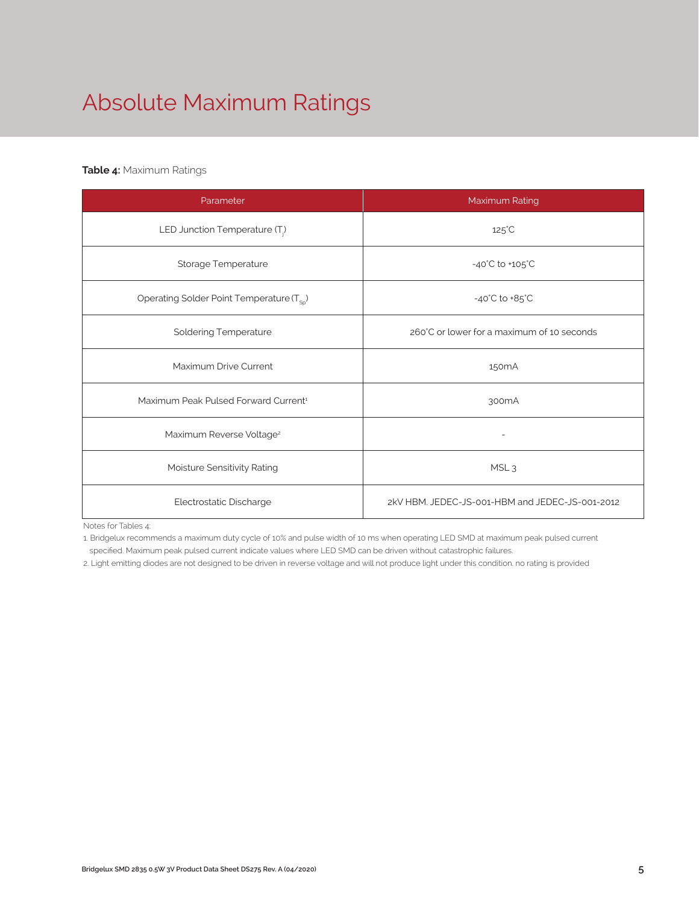# Absolute Maximum Ratings

**Table 4:** Maximum Ratings

| Parameter | Maximum Rating |
| --- | --- |
| LED Junction Temperature ($T_j$) | 125°C |
| Storage Temperature | -40°C to +105°C |
| Operating Solder Point Temperature ($T_{Sp}$) | -40°C to +85°C |
| Soldering Temperature | 260°C or lower for a maximum of 10 seconds |
| Maximum Drive Current | 150mA |
| Maximum Peak Pulsed Forward Current[1] | 300mA |
| Maximum Reverse Voltage[2] | - |
| Moisture Sensitivity Rating | MSL 3 |
| Electrostatic Discharge | 2kV HBM. JEDEC-JS-001-HBM and JEDEC-JS-001-2012 |

Notes for Tables 4:

1. Bridgelux recommends a maximum duty cycle of 10% and pulse width of 10 ms when operating LED SMD at maximum peak pulsed current specified. Maximum peak pulsed current indicate values where LED SMD can be driven without catastrophic failures.
2. Light emitting diodes are not designed to be driven in reverse voltage and will not produce light under this condition. no rating is provided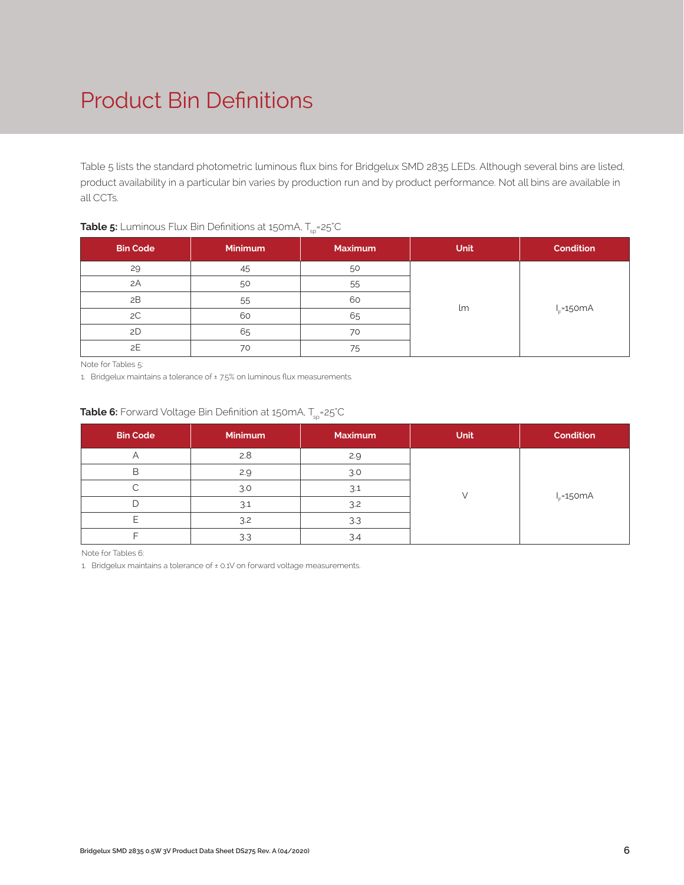# Product Bin Definitions

Table 5 lists the standard photometric luminous flux bins for Bridgelux SMD 2835 LEDs. Although several bins are listed, product availability in a particular bin varies by production run and by product performance. Not all bins are available in all CCTs.

**Table 5:** Luminous Flux Bin Definitions at 150mA, $T_{sp}$=25°C

| Bin Code | Minimum | Maximum | Unit | Condition |
|---|---|---|---|---|
| 29 | 45 | 50 | lm | $I_F$=150mA |
| 2A | 50 | 55 | | |
| 2B | 55 | 60 | | |
| 2C | 60 | 65 | | |
| 2D | 65 | 70 | | |
| 2E | 70 | 75 | | |

Note for Tables 5:

1. Bridgelux maintains a tolerance of ± 7.5% on luminous flux measurements.

**Table 6:** Forward Voltage Bin Definition at 150mA, $T_{sp}$=25°C

| Bin Code | Minimum | Maximum | Unit | Condition |
|---|---|---|---|---|
| A | 2.8 | 2.9 | V | $I_F$=150mA |
| B | 2.9 | 3.0 | | |
| C | 3.0 | 3.1 | | |
| D | 3.1 | 3.2 | | |
| E | 3.2 | 3.3 | | |
| F | 3.3 | 3.4 | | |

Note for Tables 6:

1. Bridgelux maintains a tolerance of ± 0.1V on forward voltage measurements.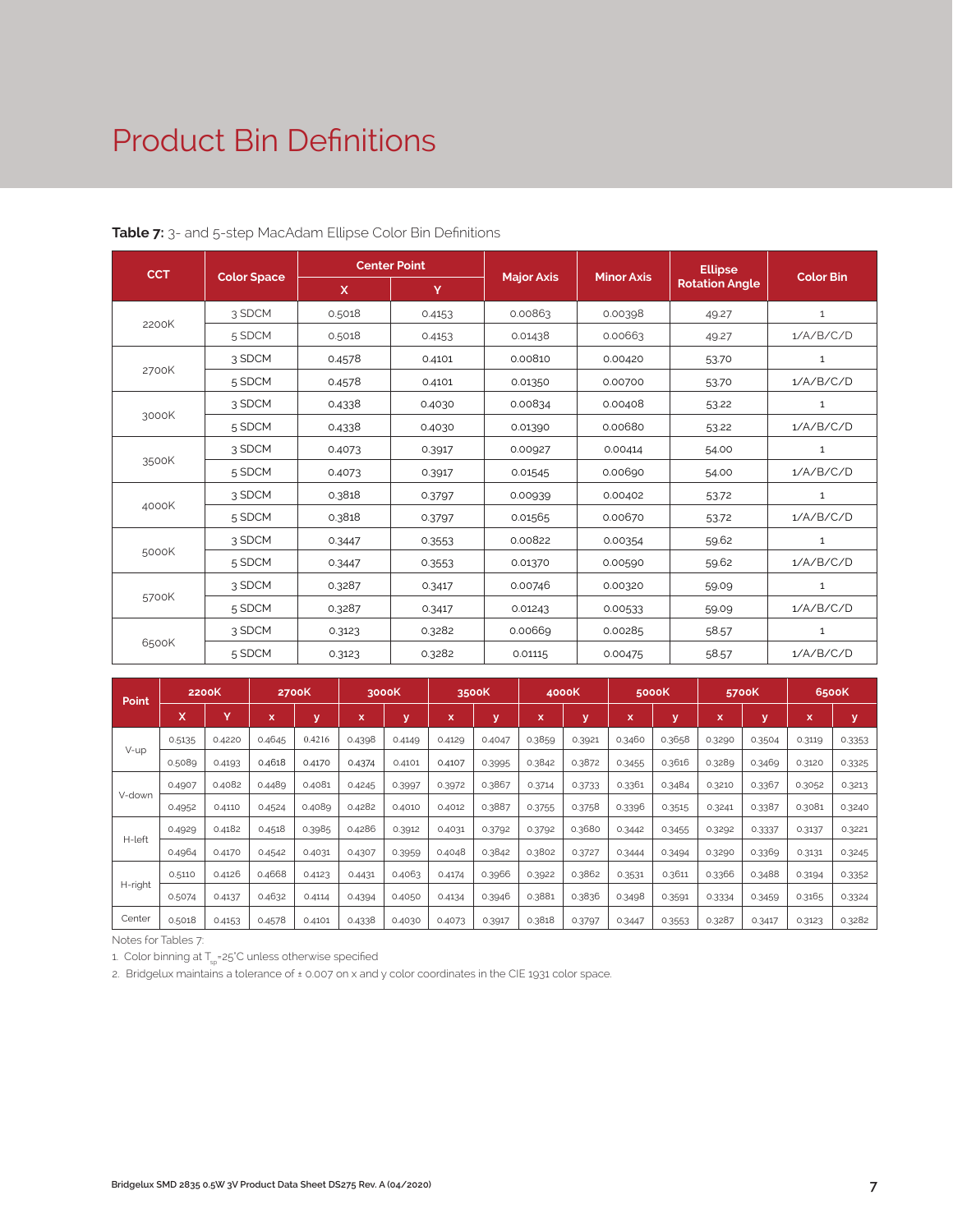# Product Bin Definitions

**Table 7:** 3- and 5-step MacAdam Ellipse Color Bin Definitions

| CCT | Color Space | Center Point | | Major Axis | Minor Axis | Ellipse Rotation Angle | Color Bin |
|---|---|---|---|---|---|---|---|
| | | X | Y | | | | |
| 2200K | 3 SDCM | 0.5018 | 0.4153 | 0.00863 | 0.00398 | 49.27 | 1 |
| | 5 SDCM | 0.5018 | 0.4153 | 0.01438 | 0.00663 | 49.27 | 1/A/B/C/D |
| 2700K | 3 SDCM | 0.4578 | 0.4101 | 0.00810 | 0.00420 | 53.70 | 1 |
| | 5 SDCM | 0.4578 | 0.4101 | 0.01350 | 0.00700 | 53.70 | 1/A/B/C/D |
| 3000K | 3 SDCM | 0.4338 | 0.4030 | 0.00834 | 0.00408 | 53.22 | 1 |
| | 5 SDCM | 0.4338 | 0.4030 | 0.01390 | 0.00680 | 53.22 | 1/A/B/C/D |
| 3500K | 3 SDCM | 0.4073 | 0.3917 | 0.00927 | 0.00414 | 54.00 | 1 |
| | 5 SDCM | 0.4073 | 0.3917 | 0.01545 | 0.00690 | 54.00 | 1/A/B/C/D |
| 4000K | 3 SDCM | 0.3818 | 0.3797 | 0.00939 | 0.00402 | 53.72 | 1 |
| | 5 SDCM | 0.3818 | 0.3797 | 0.01565 | 0.00670 | 53.72 | 1/A/B/C/D |
| 5000K | 3 SDCM | 0.3447 | 0.3553 | 0.00822 | 0.00354 | 59.62 | 1 |
| | 5 SDCM | 0.3447 | 0.3553 | 0.01370 | 0.00590 | 59.62 | 1/A/B/C/D |
| 5700K | 3 SDCM | 0.3287 | 0.3417 | 0.00746 | 0.00320 | 59.09 | 1 |
| | 5 SDCM | 0.3287 | 0.3417 | 0.01243 | 0.00533 | 59.09 | 1/A/B/C/D |
| 6500K | 3 SDCM | 0.3123 | 0.3282 | 0.00669 | 0.00285 | 58.57 | 1 |
| | 5 SDCM | 0.3123 | 0.3282 | 0.01115 | 0.00475 | 58.57 | 1/A/B/C/D |

| Point | 2200K | | 2700K | | 3000K | | 3500K | | 4000K | | 5000K | | 5700K | | 6500K | |
|---|---|---|---|---|---|---|---|---|---|---|---|---|---|---|---|---|
| | X | Y | x | y | x | y | x | y | x | y | x | y | x | y | x | y |
| V-up | 0.5135 | 0.4220 | 0.4645 | 0.4216 | 0.4398 | 0.4149 | 0.4129 | 0.4047 | 0.3859 | 0.3921 | 0.3460 | 0.3658 | 0.3290 | 0.3504 | 0.3119 | 0.3353 |
| | 0.5089 | 0.4193 | 0.4618 | 0.4170 | 0.4374 | 0.4101 | 0.4107 | 0.3995 | 0.3842 | 0.3872 | 0.3455 | 0.3616 | 0.3289 | 0.3469 | 0.3120 | 0.3325 |
| V-down | 0.4907 | 0.4082 | 0.4489 | 0.4081 | 0.4245 | 0.3997 | 0.3972 | 0.3867 | 0.3714 | 0.3733 | 0.3361 | 0.3484 | 0.3210 | 0.3367 | 0.3052 | 0.3213 |
| | 0.4952 | 0.4110 | 0.4524 | 0.4089 | 0.4282 | 0.4010 | 0.4012 | 0.3887 | 0.3755 | 0.3758 | 0.3396 | 0.3515 | 0.3241 | 0.3387 | 0.3081 | 0.3240 |
| H-left | 0.4929 | 0.4182 | 0.4518 | 0.3985 | 0.4286 | 0.3912 | 0.4031 | 0.3792 | 0.3792 | 0.3680 | 0.3442 | 0.3455 | 0.3292 | 0.3337 | 0.3137 | 0.3221 |
| | 0.4964 | 0.4170 | 0.4542 | 0.4031 | 0.4307 | 0.3959 | 0.4048 | 0.3842 | 0.3802 | 0.3727 | 0.3444 | 0.3494 | 0.3290 | 0.3369 | 0.3131 | 0.3245 |
| H-right | 0.5110 | 0.4126 | 0.4668 | 0.4123 | 0.4431 | 0.4063 | 0.4174 | 0.3966 | 0.3922 | 0.3862 | 0.3531 | 0.3611 | 0.3366 | 0.3488 | 0.3194 | 0.3352 |
| | 0.5074 | 0.4137 | 0.4632 | 0.4114 | 0.4394 | 0.4050 | 0.4134 | 0.3946 | 0.3881 | 0.3836 | 0.3498 | 0.3591 | 0.3334 | 0.3459 | 0.3165 | 0.3324 |
| Center | 0.5018 | 0.4153 | 0.4578 | 0.4101 | 0.4338 | 0.4030 | 0.4073 | 0.3917 | 0.3818 | 0.3797 | 0.3447 | 0.3553 | 0.3287 | 0.3417 | 0.3123 | 0.3282 |

Notes for Tables 7:

1. Color binning at $T_{sp}$=25°C unless otherwise specified
2. Bridgelux maintains a tolerance of ± 0.007 on x and y color coordinates in the CIE 1931 color space.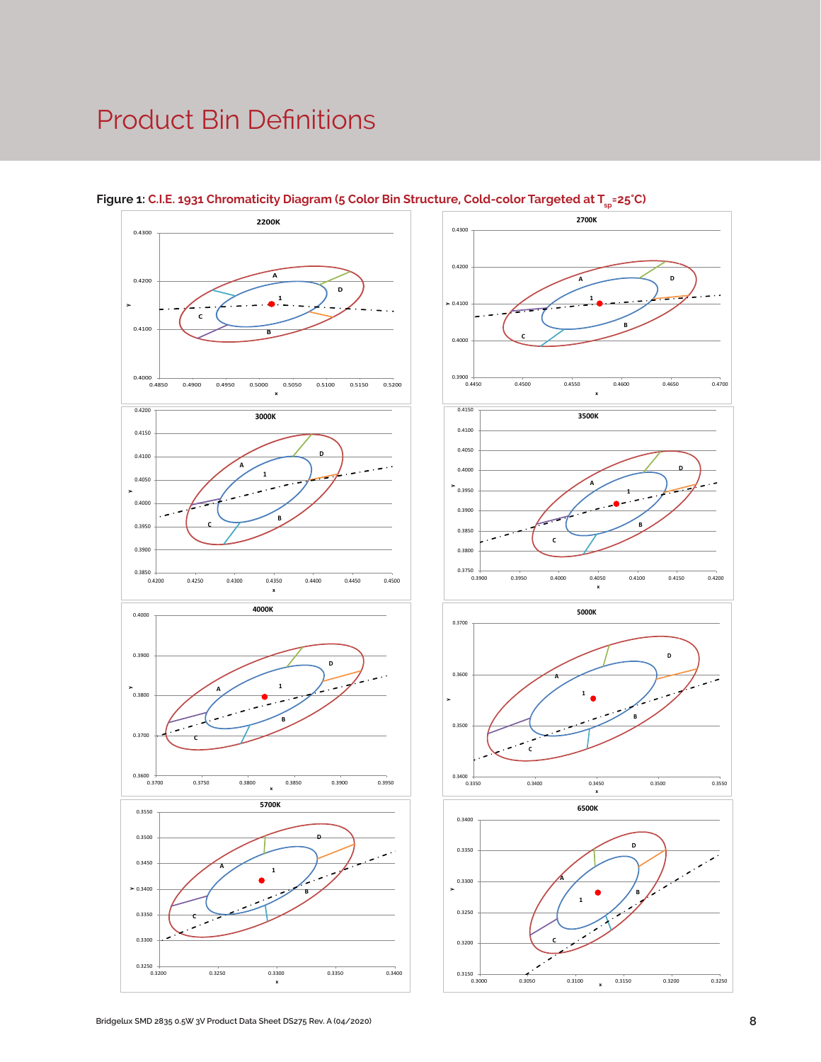# Product Bin Definitions

**Figure 1: C.I.E. 1931 Chromaticity Diagram (5 Color Bin Structure, Cold-color Targeted at $T_{sp}$=25°C)**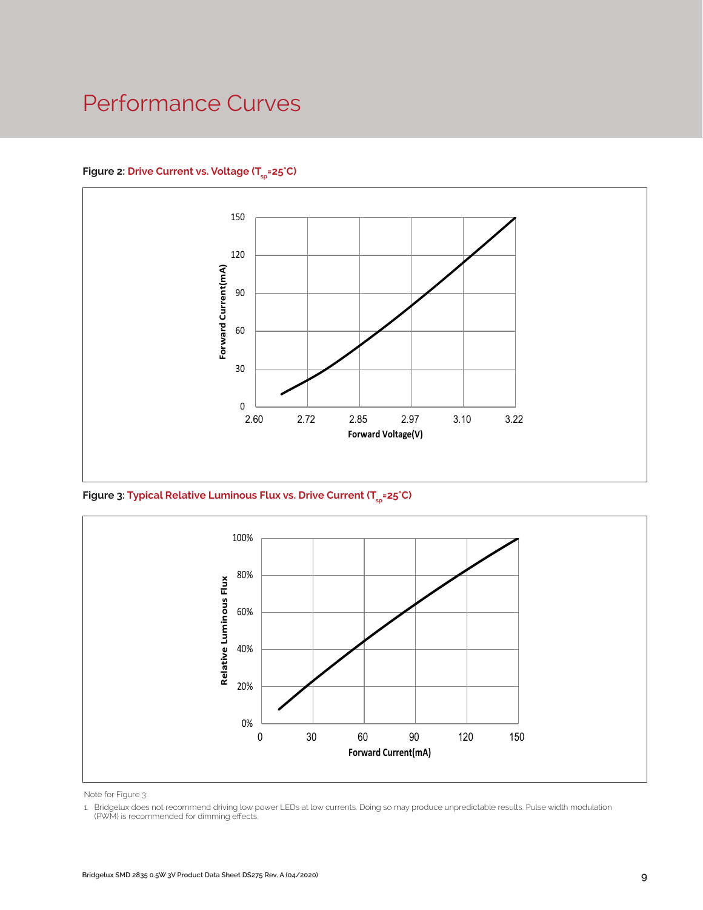# Performance Curves

**Figure 2: Drive Current vs. Voltage ($T_{sp}$=25°C)**

**Figure 3: Typical Relative Luminous Flux vs. Drive Current ($T_{sp}$=25°C)**

Note for Figure 3:

1. Bridgelux does not recommend driving low power LEDs at low currents. Doing so may produce unpredictable results. Pulse width modulation (PWM) is recommended for dimming effects.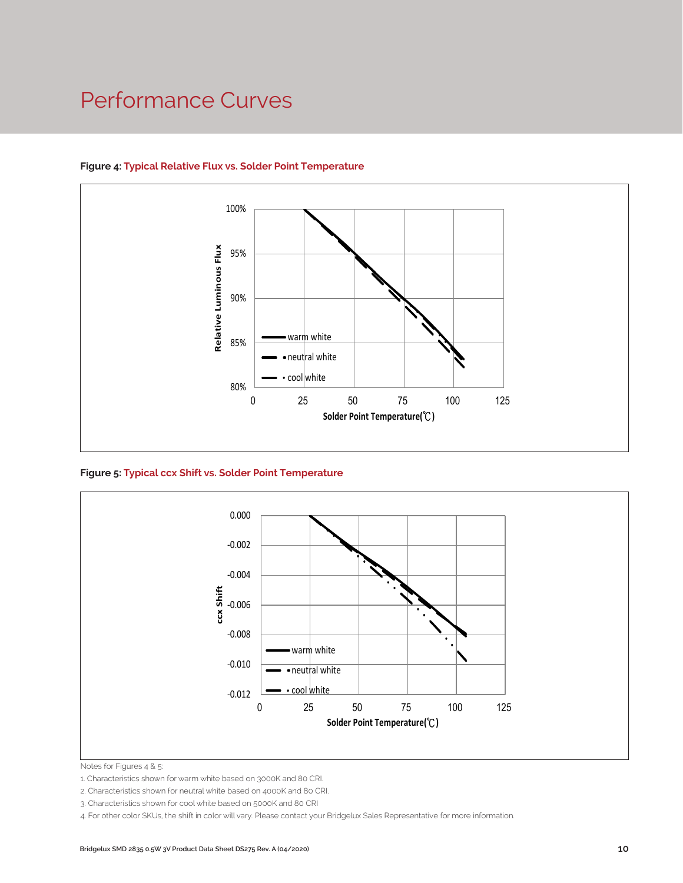# Performance Curves

**Figure 4:** Typical Relative Flux vs. Solder Point Temperature

**Figure 5:** Typical ccx Shift vs. Solder Point Temperature

Notes for Figures 4 & 5:

1. Characteristics shown for warm white based on 3000K and 80 CRI.
2. Characteristics shown for neutral white based on 4000K and 80 CRI.
3. Characteristics shown for cool white based on 5000K and 80 CRI
4. For other color SKUs, the shift in color will vary. Please contact your Bridgelux Sales Representative for more information.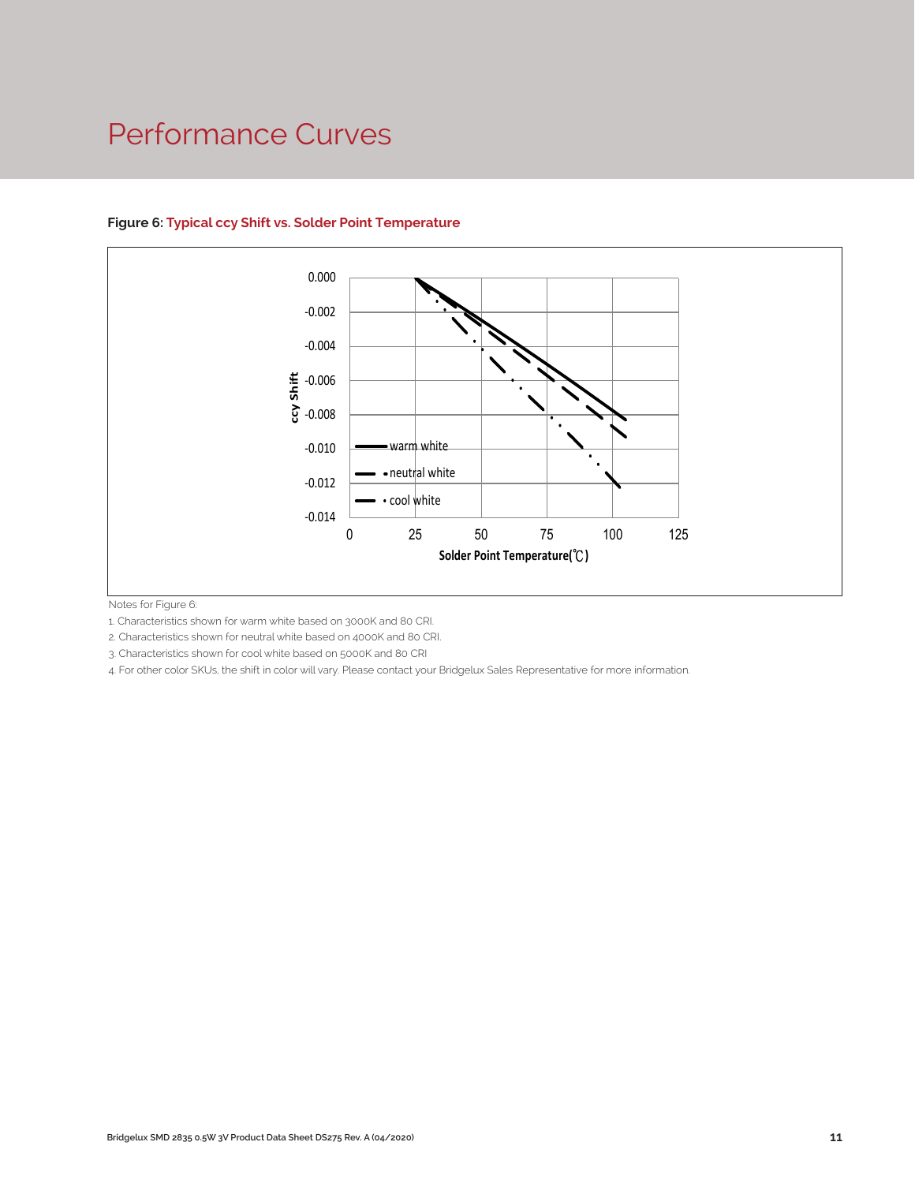# Performance Curves

**Figure 6: Typical ccy Shift vs. Solder Point Temperature**

Notes for Figure 6:

1. Characteristics shown for warm white based on 3000K and 80 CRI.
2. Characteristics shown for neutral white based on 4000K and 80 CRI.
3. Characteristics shown for cool white based on 5000K and 80 CRI
4. For other color SKUs, the shift in color will vary. Please contact your Bridgelux Sales Representative for more information.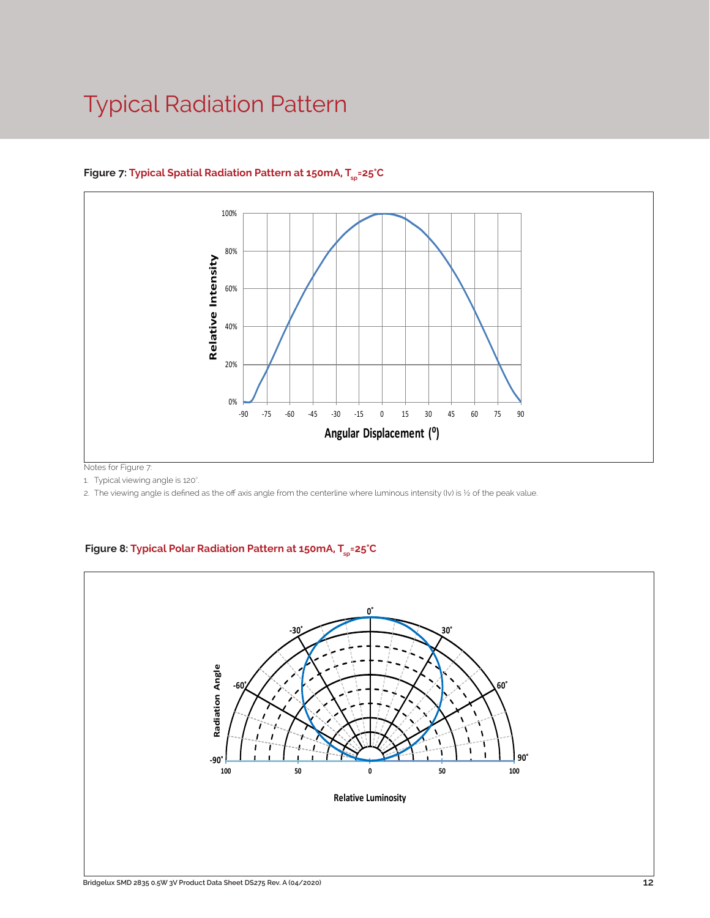# Typical Radiation Pattern

**Figure 7: Typical Spatial Radiation Pattern at 150mA, $T_{sp}$=25˚C**

Notes for Figure 7:

1. Typical viewing angle is 120°.
2. The viewing angle is defined as the off axis angle from the centerline where luminous intensity (Iv) is ½ of the peak value.

**Figure 8: Typical Polar Radiation Pattern at 150mA, $T_{sp}$=25˚C**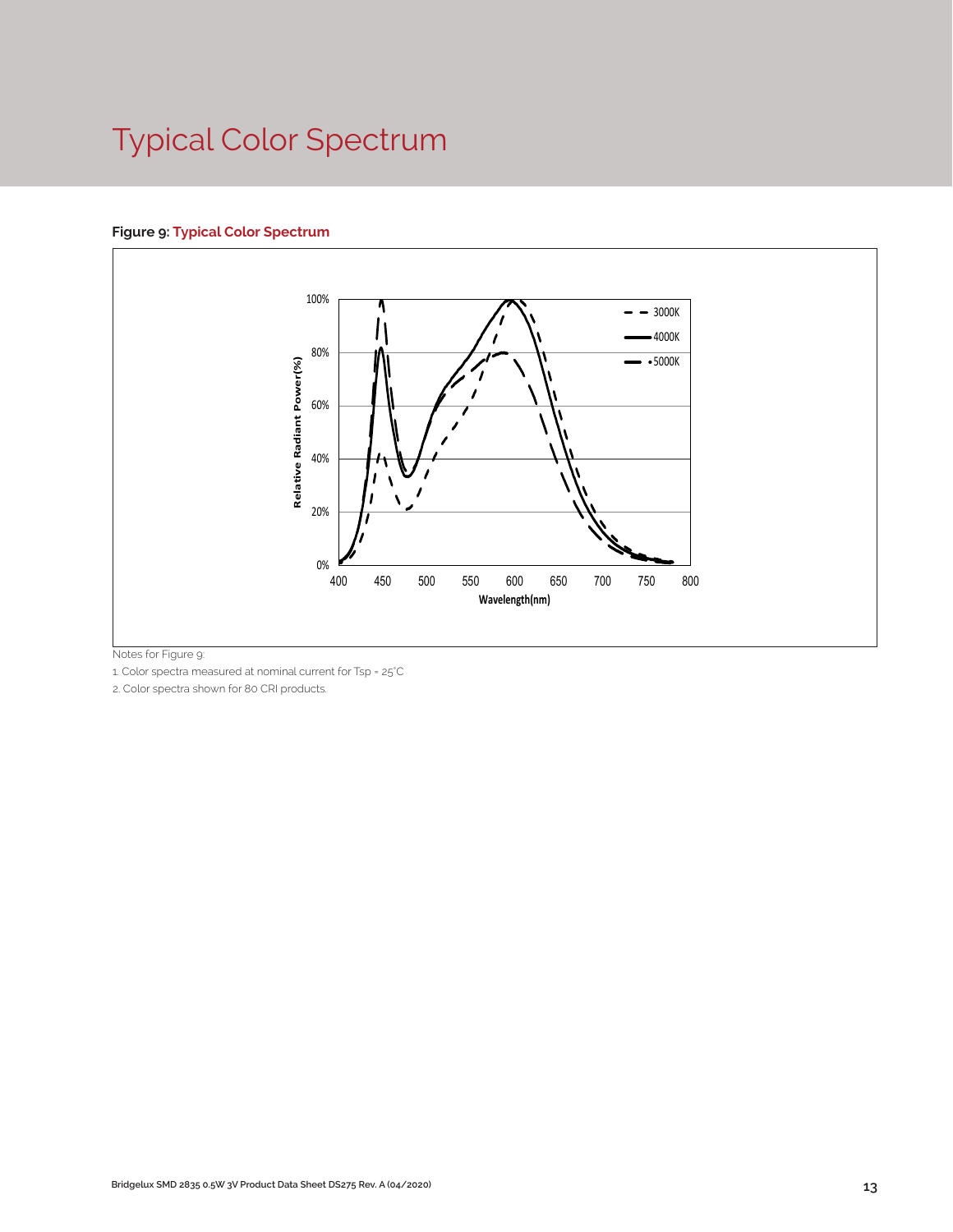# Typical Color Spectrum

**Figure 9: Typical Color Spectrum**

Notes for Figure 9:

1. Color spectra measured at nominal current for Tsp = 25°C
2. Color spectra shown for 80 CRI products.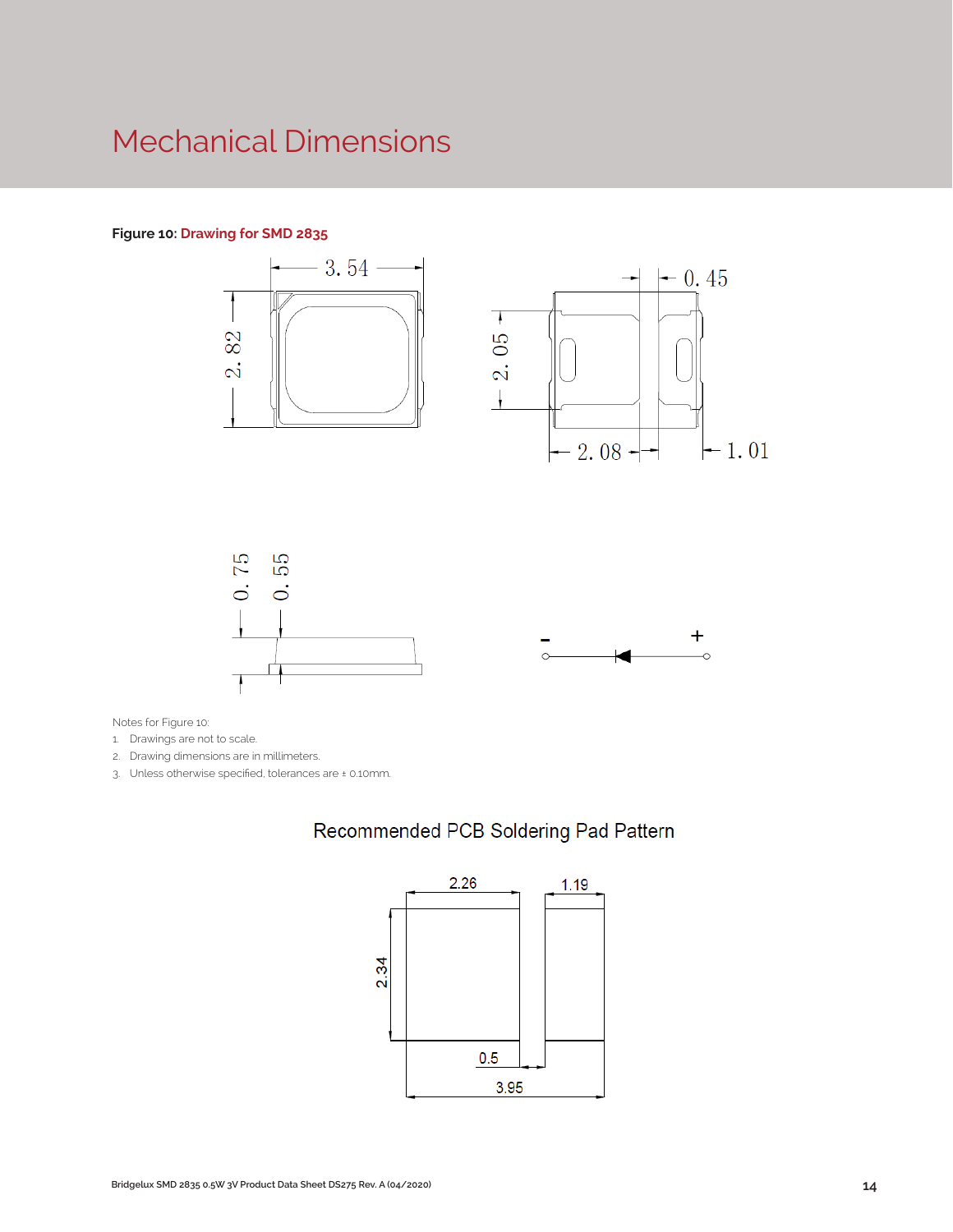# Mechanical Dimensions

**Figure 10:** **Drawing for SMD 2835**

Notes for Figure 10:

1. Drawings are not to scale.
2. Drawing dimensions are in millimeters.
3. Unless otherwise specified, tolerances are ± 0.10mm.

Recommended PCB Soldering Pad Pattern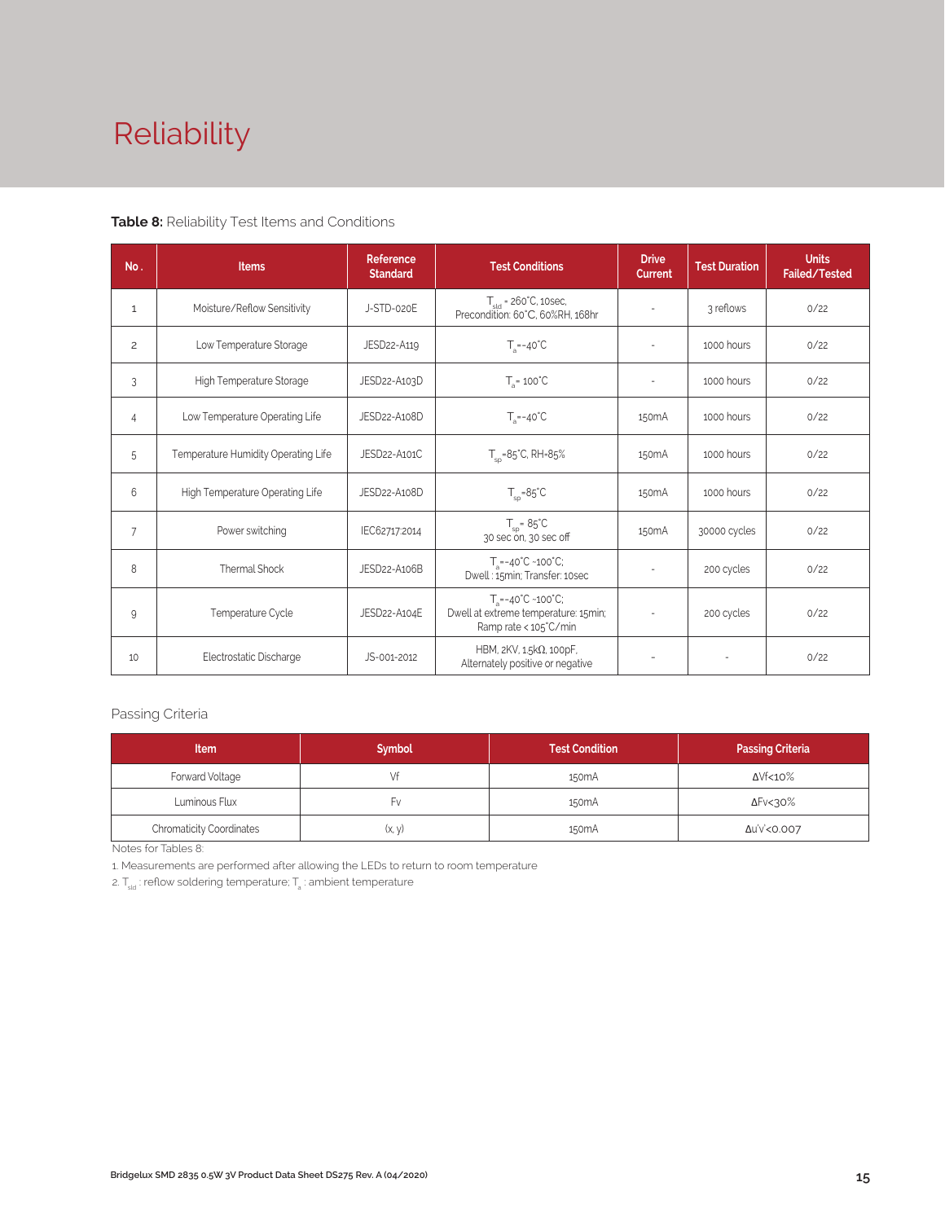# Reliability

**Table 8:** Reliability Test Items and Conditions

| No. | Items | Reference Standard | Test Conditions | Drive Current | Test Duration | Units Failed/Tested |
|---|---|---|---|---|---|---|
| 1 | Moisture/Reflow Sensitivity | J-STD-020E | $T_{sld}$ = 260°C, 10sec, Precondition: 60°C, 60%RH, 168hr | - | 3 reflows | 0/22 |
| 2 | Low Temperature Storage | JESD22-A119 | $T_a$=-40°C | - | 1000 hours | 0/22 |
| 3 | High Temperature Storage | JESD22-A103D | $T_a$= 100°C | - | 1000 hours | 0/22 |
| 4 | Low Temperature Operating Life | JESD22-A108D | $T_a$=-40°C | 150mA | 1000 hours | 0/22 |
| 5 | Temperature Humidity Operating Life | JESD22-A101C | $T_{sp}$=85°C, RH=85% | 150mA | 1000 hours | 0/22 |
| 6 | High Temperature Operating Life | JESD22-A108D | $T_{sp}$=85°C | 150mA | 1000 hours | 0/22 |
| 7 | Power switching | IEC62717:2014 | $T_{sp}$= 85°C 30 sec on, 30 sec off | 150mA | 30000 cycles | 0/22 |
| 8 | Thermal Shock | JESD22-A106B | $T_a$=-40°C ~100°C; Dwell : 15min; Transfer: 10sec | - | 200 cycles | 0/22 |
| 9 | Temperature Cycle | JESD22-A104E | $T_a$=-40°C ~100°C; Dwell at extreme temperature: 15min; Ramp rate < 105°C/min | - | 200 cycles | 0/22 |
| 10 | Electrostatic Discharge | JS-001-2012 | HBM, 2KV, 1.5kΩ, 100pF, Alternately positive or negative | - | - | 0/22 |

Passing Criteria

| Item | Symbol | Test Condition | Passing Criteria |
|---|---|---|---|
| Forward Voltage | Vf | 150mA | ΔVf<10% |
| Luminous Flux | Fv | 150mA | ΔFv<30% |
| Chromaticity Coordinates | (x, y) | 150mA | Δu'v'<0.007 |

Notes for Tables 8:

1. Measurements are performed after allowing the LEDs to return to room temperature
2. $T_{sld}$ : reflow soldering temperature; $T_a$ : ambient temperature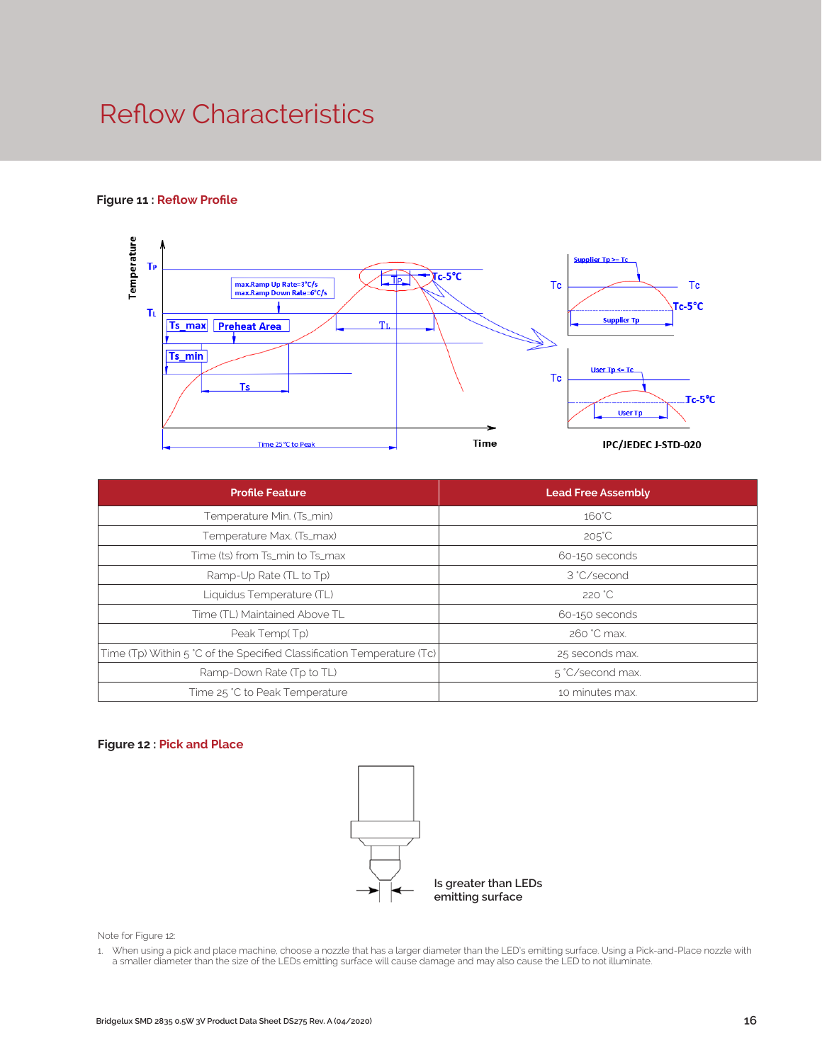# Reflow Characteristics

**Figure 11 :** Reflow Profile

| Profile Feature | Lead Free Assembly |
|---|---|
| Temperature Min. (Ts_min) | 160°C |
| Temperature Max. (Ts_max) | 205°C |
| Time (ts) from Ts_min to Ts_max | 60-150 seconds |
| Ramp-Up Rate (TL to Tp) | 3 °C/second |
| Liquidus Temperature (TL) | 220 °C |
| Time (TL) Maintained Above TL | 60-150 seconds |
| Peak Temp( Tp) | 260 °C max. |
| Time (Tp) Within 5 °C of the Specified Classification Temperature (Tc) | 25 seconds max. |
| Ramp-Down Rate (Tp to TL) | 5 °C/second max. |
| Time 25 °C to Peak Temperature | 10 minutes max. |

**Figure 12 :** Pick and Place

Is greater than LEDs emitting surface

Note for Figure 12:

1. When using a pick and place machine, choose a nozzle that has a larger diameter than the LED's emitting surface. Using a Pick-and-Place nozzle with a smaller diameter than the size of the LEDs emitting surface will cause damage and may also cause the LED to not illuminate.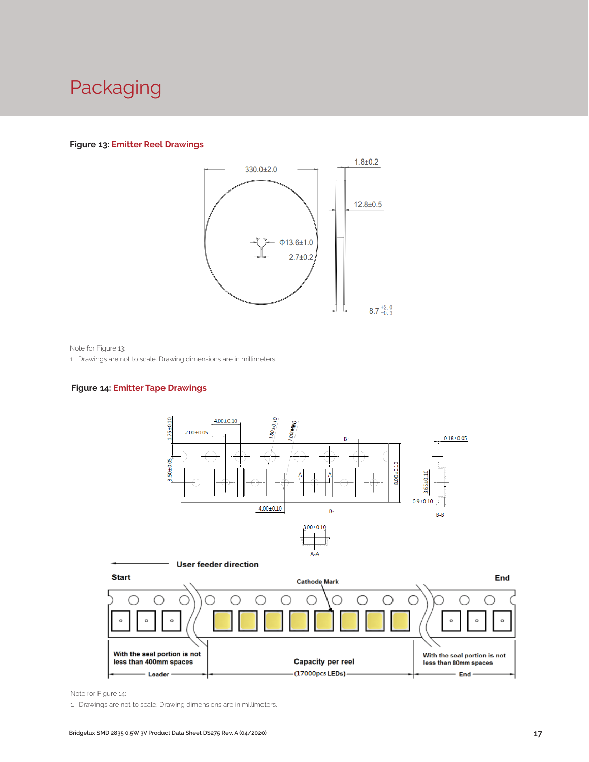# Packaging

**Figure 13: Emitter Reel Drawings**

330.0±2.0

1.8±0.2

12.8±0.5

Φ13.6±1.0

2.7±0.2

8.7 $^{+2.0}_{-0.3}$

Note for Figure 13:

1. Drawings are not to scale. Drawing dimensions are in millimeters.

**Figure 14: Emitter Tape Drawings**

4.00±0.10 2.00±0.05 1.75±0.10 1.50±0.10 1.00(MIN) 3.50±0.05 8.00±0.10 4.00±0.10 0.18±0.05 3.65±0.10 0.9±0.10 B-B 3.00±0.10 A-A

User feeder direction

Start — Cathode Mark — End

With the seal portion is not less than 400mm spaces — Leader

Capacity per reel (17000pcs LEDs)

With the seal portion is not less than 80mm spaces — End

Note for Figure 14:

1. Drawings are not to scale. Drawing dimensions are in millimeters.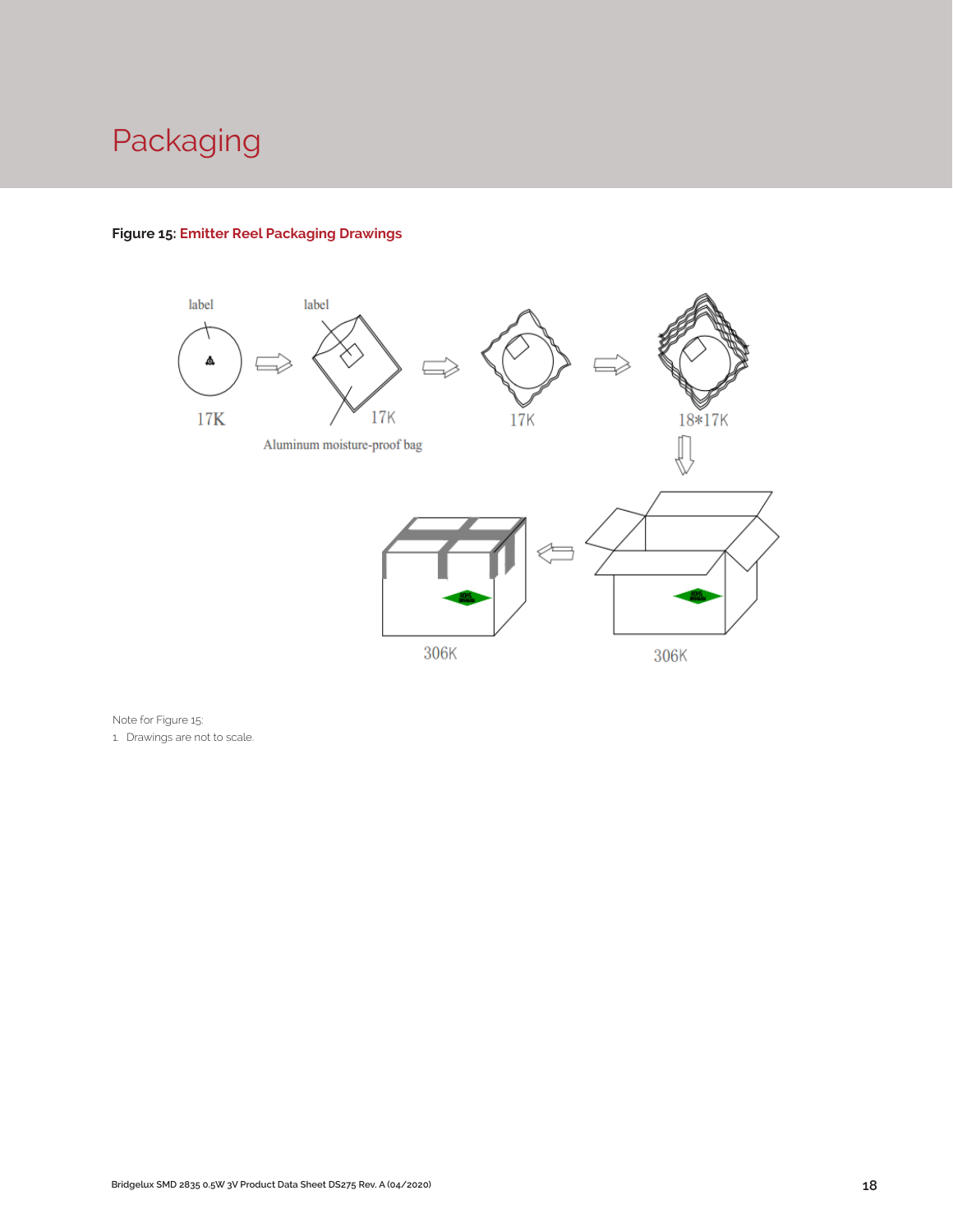# Packaging

**Figure 15: Emitter Reel Packaging Drawings**

label

label

17K

17K

Aluminum moisture-proof bag

17K

18*17K

306K

306K

Note for Figure 15:

1. Drawings are not to scale.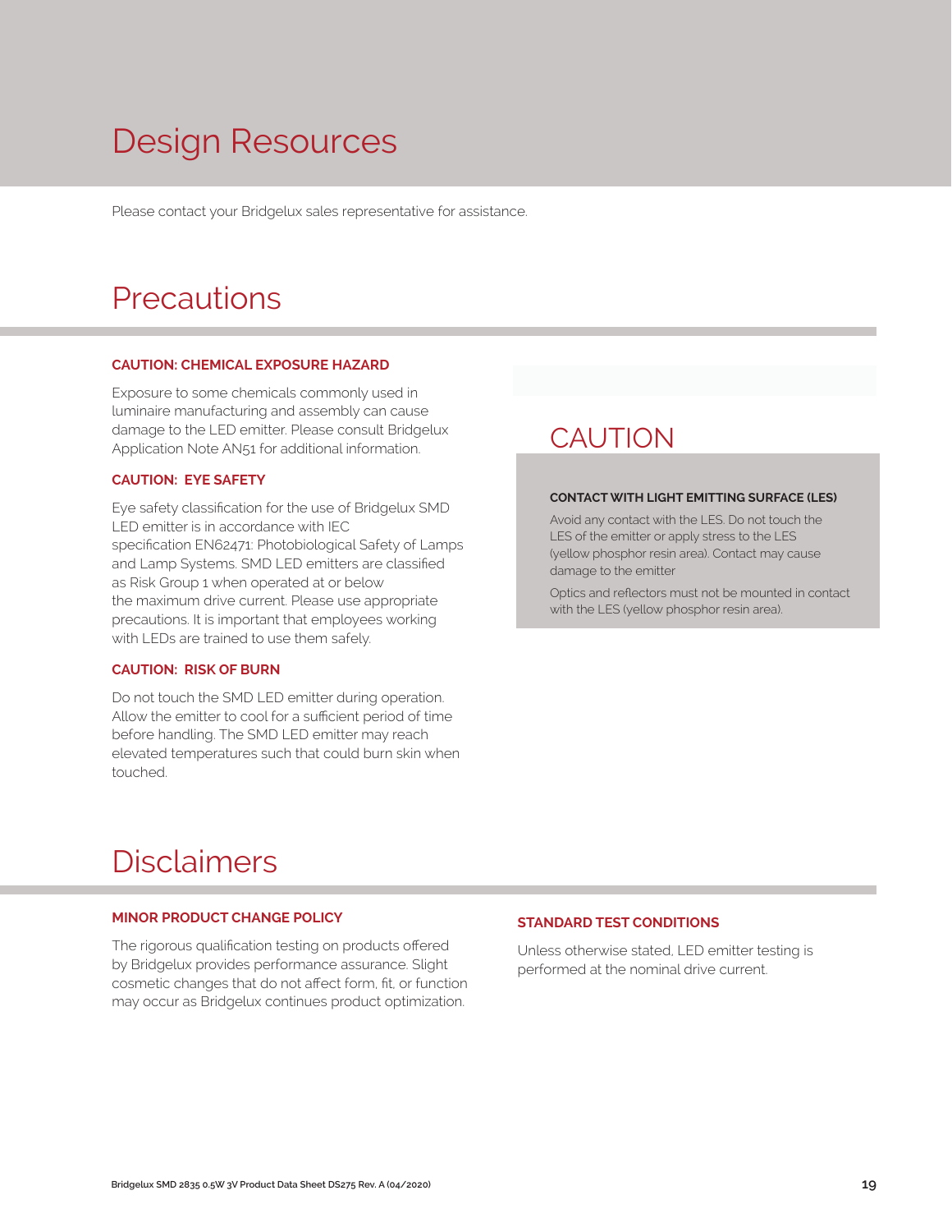# Design Resources

Please contact your Bridgelux sales representative for assistance.

# Precautions

**CAUTION: CHEMICAL EXPOSURE HAZARD**

Exposure to some chemicals commonly used in luminaire manufacturing and assembly can cause damage to the LED emitter. Please consult Bridgelux Application Note AN51 for additional information.

**CAUTION: EYE SAFETY**

Eye safety classification for the use of Bridgelux SMD LED emitter is in accordance with IEC specification EN62471: Photobiological Safety of Lamps and Lamp Systems. SMD LED emitters are classified as Risk Group 1 when operated at or below the maximum drive current. Please use appropriate precautions. It is important that employees working with LEDs are trained to use them safely.

**CAUTION: RISK OF BURN**

Do not touch the SMD LED emitter during operation. Allow the emitter to cool for a sufficient period of time before handling. The SMD LED emitter may reach elevated temperatures such that could burn skin when touched.

## CAUTION

**CONTACT WITH LIGHT EMITTING SURFACE (LES)**

Avoid any contact with the LES. Do not touch the LES of the emitter or apply stress to the LES (yellow phosphor resin area). Contact may cause damage to the emitter

Optics and reflectors must not be mounted in contact with the LES (yellow phosphor resin area).

# Disclaimers

**MINOR PRODUCT CHANGE POLICY**

The rigorous qualification testing on products offered by Bridgelux provides performance assurance. Slight cosmetic changes that do not affect form, fit, or function may occur as Bridgelux continues product optimization.

**STANDARD TEST CONDITIONS**

Unless otherwise stated, LED emitter testing is performed at the nominal drive current.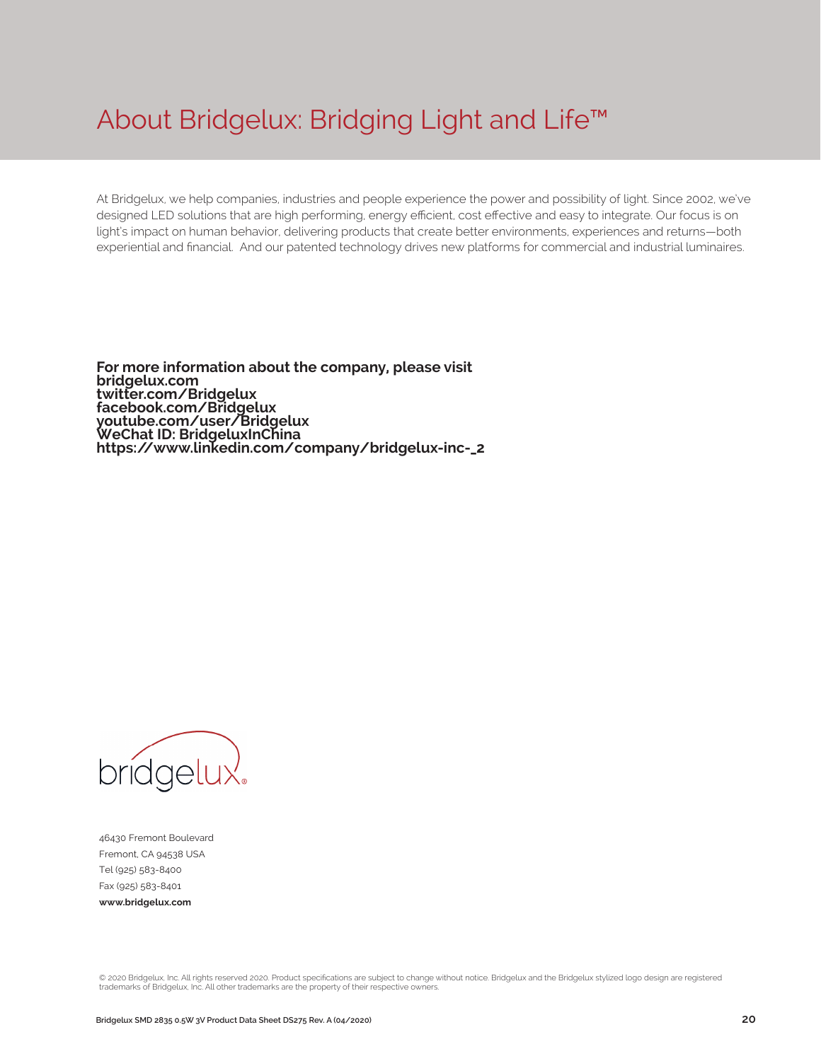# About Bridgelux: Bridging Light and Life™

At Bridgelux, we help companies, industries and people experience the power and possibility of light. Since 2002, we've designed LED solutions that are high performing, energy efficient, cost effective and easy to integrate. Our focus is on light's impact on human behavior, delivering products that create better environments, experiences and returns—both experiential and financial. And our patented technology drives new platforms for commercial and industrial luminaires.

**For more information about the company, please visit**
**bridgelux.com**
**twitter.com/Bridgelux**
**facebook.com/Bridgelux**
**youtube.com/user/Bridgelux**
**WeChat ID: BridgeluxInChina**
**https://www.linkedin.com/company/bridgelux-inc-_2**

46430 Fremont Boulevard
Fremont, CA 94538 USA
Tel (925) 583-8400
Fax (925) 583-8401
**www.bridgelux.com**

© 2020 Bridgelux, Inc. All rights reserved 2020. Product specifications are subject to change without notice. Bridgelux and the Bridgelux stylized logo design are registered trademarks of Bridgelux, Inc. All other trademarks are the property of their respective owners.